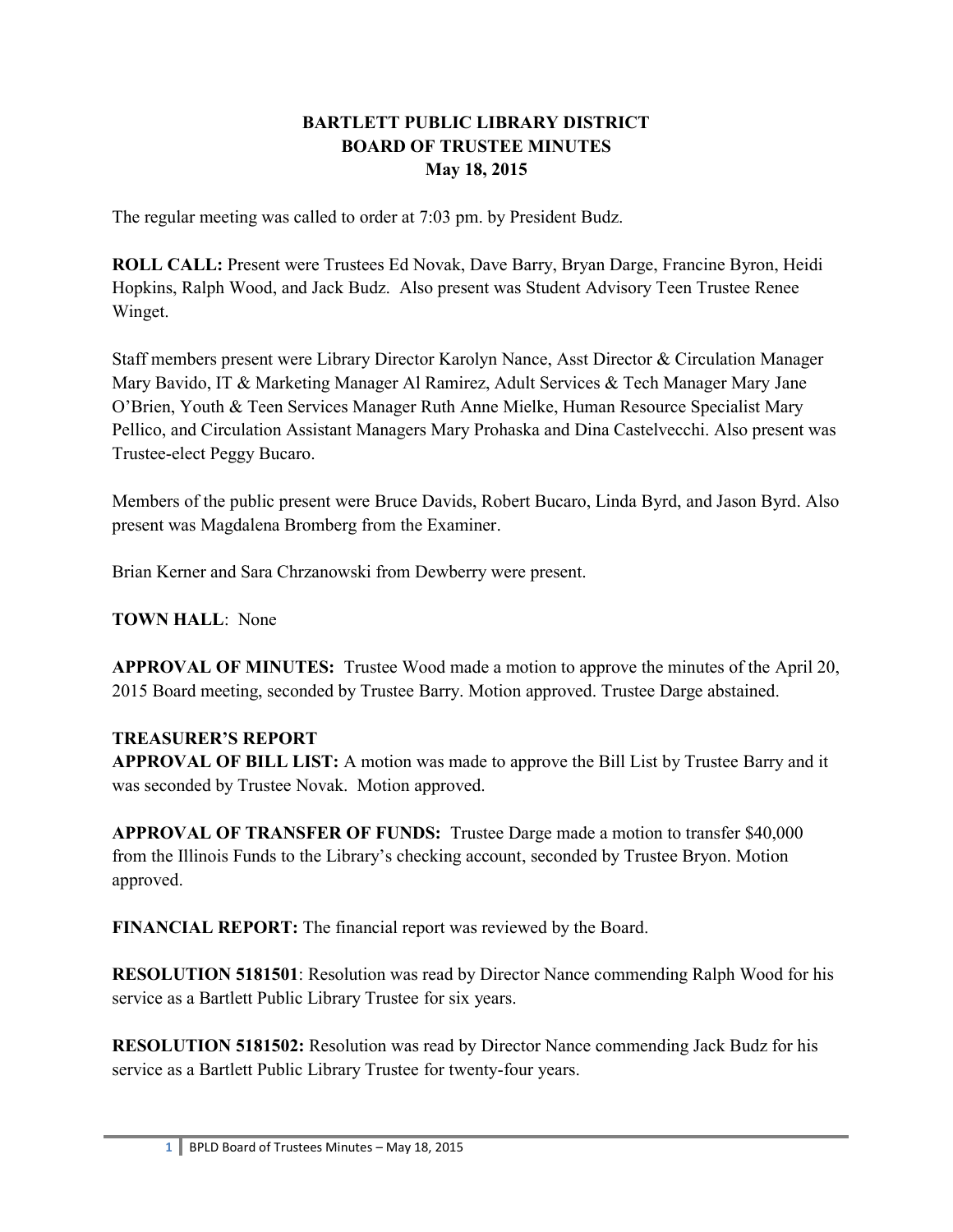**BARTLETT PUBLIC LIBRARY DISTRICT**
**BOARD OF TRUSTEE MINUTES**
**May 18, 2015**

The regular meeting was called to order at 7:03 pm. by President Budz.

**ROLL CALL:** Present were Trustees Ed Novak, Dave Barry, Bryan Darge, Francine Byron, Heidi Hopkins, Ralph Wood, and Jack Budz. Also present was Student Advisory Teen Trustee Renee Winget.

Staff members present were Library Director Karolyn Nance, Asst Director & Circulation Manager Mary Bavido, IT & Marketing Manager Al Ramirez, Adult Services & Tech Manager Mary Jane O'Brien, Youth & Teen Services Manager Ruth Anne Mielke, Human Resource Specialist Mary Pellico, and Circulation Assistant Managers Mary Prohaska and Dina Castelvecchi. Also present was Trustee-elect Peggy Bucaro.

Members of the public present were Bruce Davids, Robert Bucaro, Linda Byrd, and Jason Byrd. Also present was Magdalena Bromberg from the Examiner.

Brian Kerner and Sara Chrzanowski from Dewberry were present.

**TOWN HALL**: None

**APPROVAL OF MINUTES:** Trustee Wood made a motion to approve the minutes of the April 20, 2015 Board meeting, seconded by Trustee Barry. Motion approved. Trustee Darge abstained.

**TREASURER'S REPORT**

**APPROVAL OF BILL LIST:** A motion was made to approve the Bill List by Trustee Barry and it was seconded by Trustee Novak. Motion approved.

**APPROVAL OF TRANSFER OF FUNDS:** Trustee Darge made a motion to transfer $40,000 from the Illinois Funds to the Library's checking account, seconded by Trustee Bryon. Motion approved.

**FINANCIAL REPORT:** The financial report was reviewed by the Board.

**RESOLUTION 5181501**: Resolution was read by Director Nance commending Ralph Wood for his service as a Bartlett Public Library Trustee for six years.

**RESOLUTION 5181502:** Resolution was read by Director Nance commending Jack Budz for his service as a Bartlett Public Library Trustee for twenty-four years.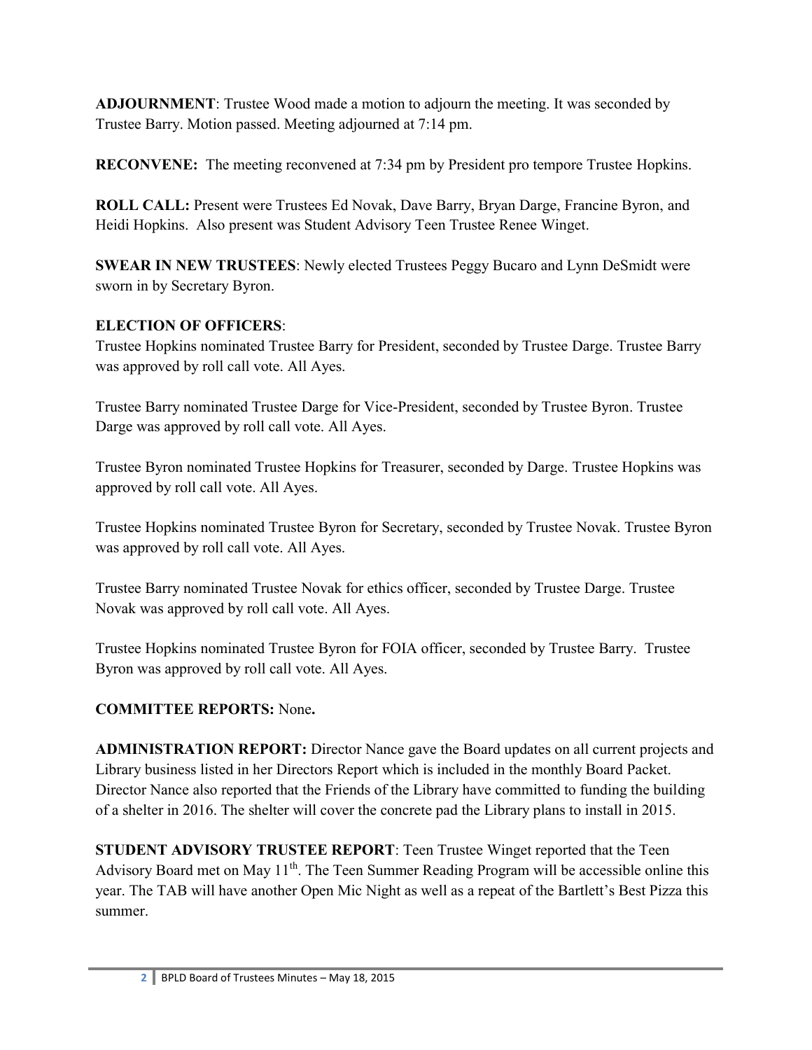**ADJOURNMENT**: Trustee Wood made a motion to adjourn the meeting. It was seconded by Trustee Barry. Motion passed. Meeting adjourned at 7:14 pm.

**RECONVENE:** The meeting reconvened at 7:34 pm by President pro tempore Trustee Hopkins.

**ROLL CALL:** Present were Trustees Ed Novak, Dave Barry, Bryan Darge, Francine Byron, and Heidi Hopkins. Also present was Student Advisory Teen Trustee Renee Winget.

**SWEAR IN NEW TRUSTEES**: Newly elected Trustees Peggy Bucaro and Lynn DeSmidt were sworn in by Secretary Byron.

**ELECTION OF OFFICERS**:

Trustee Hopkins nominated Trustee Barry for President, seconded by Trustee Darge. Trustee Barry was approved by roll call vote. All Ayes.

Trustee Barry nominated Trustee Darge for Vice-President, seconded by Trustee Byron. Trustee Darge was approved by roll call vote. All Ayes.

Trustee Byron nominated Trustee Hopkins for Treasurer, seconded by Darge. Trustee Hopkins was approved by roll call vote. All Ayes.

Trustee Hopkins nominated Trustee Byron for Secretary, seconded by Trustee Novak. Trustee Byron was approved by roll call vote. All Ayes.

Trustee Barry nominated Trustee Novak for ethics officer, seconded by Trustee Darge. Trustee Novak was approved by roll call vote. All Ayes.

Trustee Hopkins nominated Trustee Byron for FOIA officer, seconded by Trustee Barry. Trustee Byron was approved by roll call vote. All Ayes.

**COMMITTEE REPORTS:** None**.**

**ADMINISTRATION REPORT:** Director Nance gave the Board updates on all current projects and Library business listed in her Directors Report which is included in the monthly Board Packet. Director Nance also reported that the Friends of the Library have committed to funding the building of a shelter in 2016. The shelter will cover the concrete pad the Library plans to install in 2015.

**STUDENT ADVISORY TRUSTEE REPORT**: Teen Trustee Winget reported that the Teen Advisory Board met on May 11th. The Teen Summer Reading Program will be accessible online this year. The TAB will have another Open Mic Night as well as a repeat of the Bartlett's Best Pizza this summer.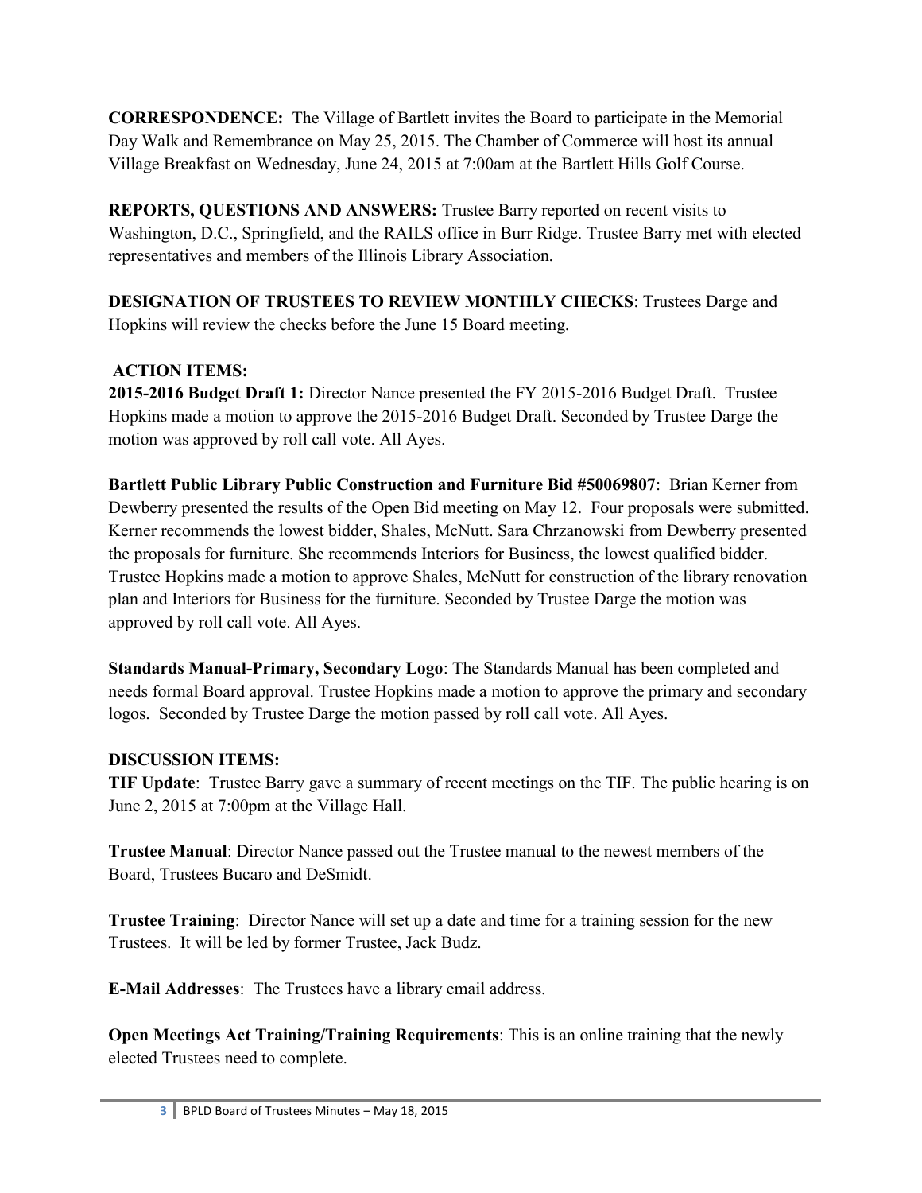**CORRESPONDENCE:** The Village of Bartlett invites the Board to participate in the Memorial Day Walk and Remembrance on May 25, 2015. The Chamber of Commerce will host its annual Village Breakfast on Wednesday, June 24, 2015 at 7:00am at the Bartlett Hills Golf Course.

**REPORTS, QUESTIONS AND ANSWERS:** Trustee Barry reported on recent visits to Washington, D.C., Springfield, and the RAILS office in Burr Ridge. Trustee Barry met with elected representatives and members of the Illinois Library Association.

**DESIGNATION OF TRUSTEES TO REVIEW MONTHLY CHECKS**: Trustees Darge and Hopkins will review the checks before the June 15 Board meeting.

**ACTION ITEMS:**

**2015-2016 Budget Draft 1:** Director Nance presented the FY 2015-2016 Budget Draft. Trustee Hopkins made a motion to approve the 2015-2016 Budget Draft. Seconded by Trustee Darge the motion was approved by roll call vote. All Ayes.

**Bartlett Public Library Public Construction and Furniture Bid #50069807**: Brian Kerner from Dewberry presented the results of the Open Bid meeting on May 12. Four proposals were submitted. Kerner recommends the lowest bidder, Shales, McNutt. Sara Chrzanowski from Dewberry presented the proposals for furniture. She recommends Interiors for Business, the lowest qualified bidder. Trustee Hopkins made a motion to approve Shales, McNutt for construction of the library renovation plan and Interiors for Business for the furniture. Seconded by Trustee Darge the motion was approved by roll call vote. All Ayes.

**Standards Manual-Primary, Secondary Logo**: The Standards Manual has been completed and needs formal Board approval. Trustee Hopkins made a motion to approve the primary and secondary logos. Seconded by Trustee Darge the motion passed by roll call vote. All Ayes.

**DISCUSSION ITEMS:**

**TIF Update**: Trustee Barry gave a summary of recent meetings on the TIF. The public hearing is on June 2, 2015 at 7:00pm at the Village Hall.

**Trustee Manual**: Director Nance passed out the Trustee manual to the newest members of the Board, Trustees Bucaro and DeSmidt.

**Trustee Training**: Director Nance will set up a date and time for a training session for the new Trustees. It will be led by former Trustee, Jack Budz.

**E-Mail Addresses**: The Trustees have a library email address.

**Open Meetings Act Training/Training Requirements**: This is an online training that the newly elected Trustees need to complete.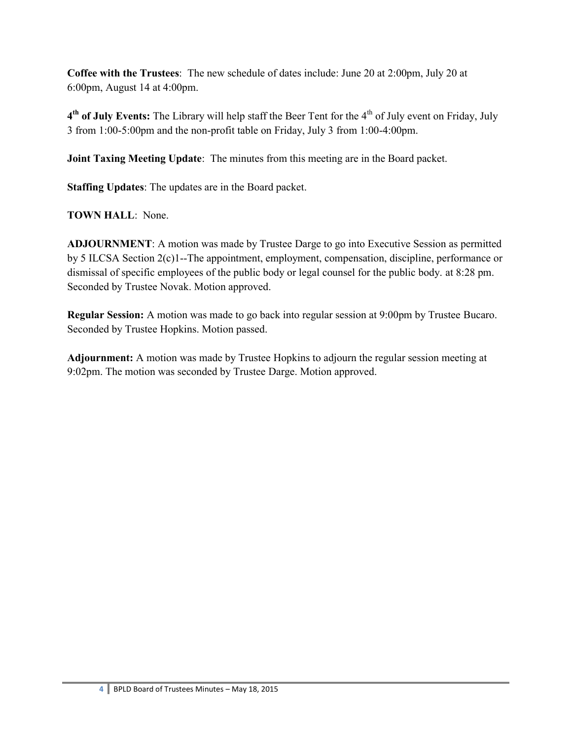**Coffee with the Trustees**:  The new schedule of dates include: June 20 at 2:00pm, July 20 at 6:00pm, August 14 at 4:00pm.

**4th of July Events:** The Library will help staff the Beer Tent for the 4th of July event on Friday, July 3 from 1:00-5:00pm and the non-profit table on Friday, July 3 from 1:00-4:00pm.

**Joint Taxing Meeting Update**:  The minutes from this meeting are in the Board packet.

**Staffing Updates**: The updates are in the Board packet.

**TOWN HALL**:  None.

**ADJOURNMENT**: A motion was made by Trustee Darge to go into Executive Session as permitted by 5 ILCSA Section 2(c)1--The appointment, employment, compensation, discipline, performance or dismissal of specific employees of the public body or legal counsel for the public body. at 8:28 pm. Seconded by Trustee Novak. Motion approved.

**Regular Session:** A motion was made to go back into regular session at 9:00pm by Trustee Bucaro. Seconded by Trustee Hopkins. Motion passed.

**Adjournment:** A motion was made by Trustee Hopkins to adjourn the regular session meeting at 9:02pm. The motion was seconded by Trustee Darge. Motion approved.